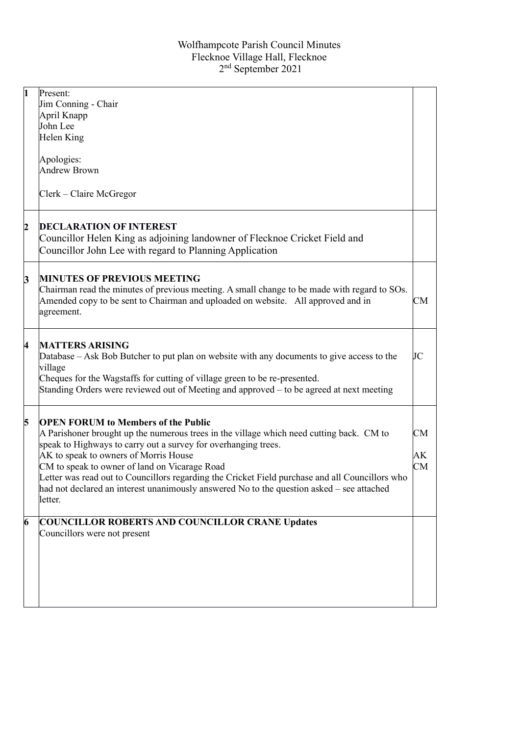Wolfhampcote Parish Council Minutes
Flecknoe Village Hall, Flecknoe
2nd September 2021

| | | |
|---|---|---|
| 1 | Present:<br>Jim Conning - Chair<br>April Knapp<br>John Lee<br>Helen King<br><br>Apologies:<br>Andrew Brown<br><br>Clerk – Claire McGregor | |
| 2 | **DECLARATION OF INTEREST**<br>Councillor Helen King as adjoining landowner of Flecknoe Cricket Field and Councillor John Lee with regard to Planning Application | |
| 3 | **MINUTES OF PREVIOUS MEETING**<br>Chairman read the minutes of previous meeting. A small change to be made with regard to SOs. Amended copy to be sent to Chairman and uploaded on website. All approved and in agreement. | CM |
| 4 | **MATTERS ARISING**<br>Database – Ask Bob Butcher to put plan on website with any documents to give access to the village<br>Cheques for the Wagstaffs for cutting of village green to be re-presented.<br>Standing Orders were reviewed out of Meeting and approved – to be agreed at next meeting | JC |
| 5 | **OPEN FORUM to Members of the Public**<br>A Parishoner brought up the numerous trees in the village which need cutting back. CM to speak to Highways to carry out a survey for overhanging trees.<br>AK to speak to owners of Morris House<br>CM to speak to owner of land on Vicarage Road<br>Letter was read out to Councillors regarding the Cricket Field purchase and all Councillors who had not declared an interest unanimously answered No to the question asked – see attached letter. | CM<br><br>AK<br>CM |
| 6 | **COUNCILLOR ROBERTS AND COUNCILLOR CRANE Updates**<br>Councillors were not present | |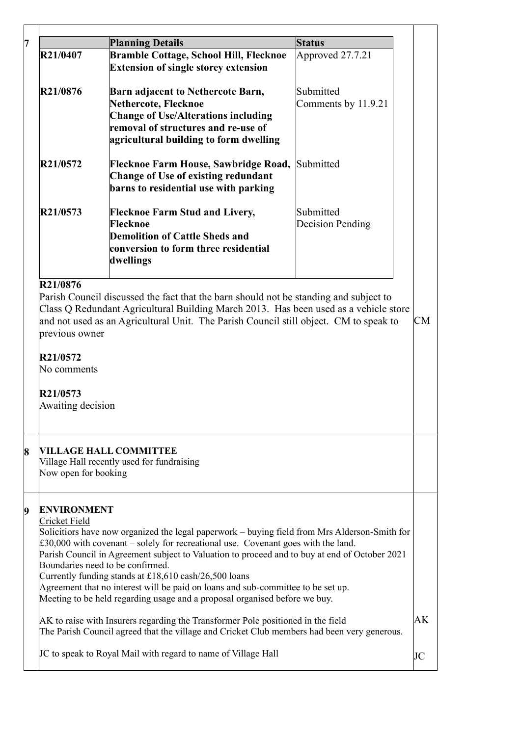## 7

| | Planning Details | Status |
|---|---|---|
| **R21/0407** | **Bramble Cottage, School Hill, Flecknoe Extension of single storey extension** | Approved 27.7.21 |
| **R21/0876** | **Barn adjacent to Nethercote Barn, Nethercote, Flecknoe Change of Use/Alterations including removal of structures and re-use of agricultural building to form dwelling** | Submitted Comments by 11.9.21 |
| **R21/0572** | **Flecknoe Farm House, Sawbridge Road, Change of Use of existing redundant barns to residential use with parking** | Submitted |
| **R21/0573** | **Flecknoe Farm Stud and Livery, Flecknoe Demolition of Cattle Sheds and conversion to form three residential dwellings** | Submitted Decision Pending |

**R21/0876**
Parish Council discussed the fact that the barn should not be standing and subject to Class Q Redundant Agricultural Building March 2013. Has been used as a vehicle store and not used as an Agricultural Unit. The Parish Council still object. CM to speak to previous owner — CM

**R21/0572**
No comments

**R21/0573**
Awaiting decision

## 8 VILLAGE HALL COMMITTEE

Village Hall recently used for fundraising
Now open for booking

## 9 ENVIRONMENT

Cricket Field
Solicitiors have now organized the legal paperwork – buying field from Mrs Alderson-Smith for £30,000 with covenant – solely for recreational use. Covenant goes with the land.
Parish Council in Agreement subject to Valuation to proceed and to buy at end of October 2021
Boundaries need to be confirmed.
Currently funding stands at £18,610 cash/26,500 loans
Agreement that no interest will be paid on loans and sub-committee to be set up.
Meeting to be held regarding usage and a proposal organised before we buy.

AK to raise with Insurers regarding the Transformer Pole positioned in the field — AK
The Parish Council agreed that the village and Cricket Club members had been very generous.

JC to speak to Royal Mail with regard to name of Village Hall — JC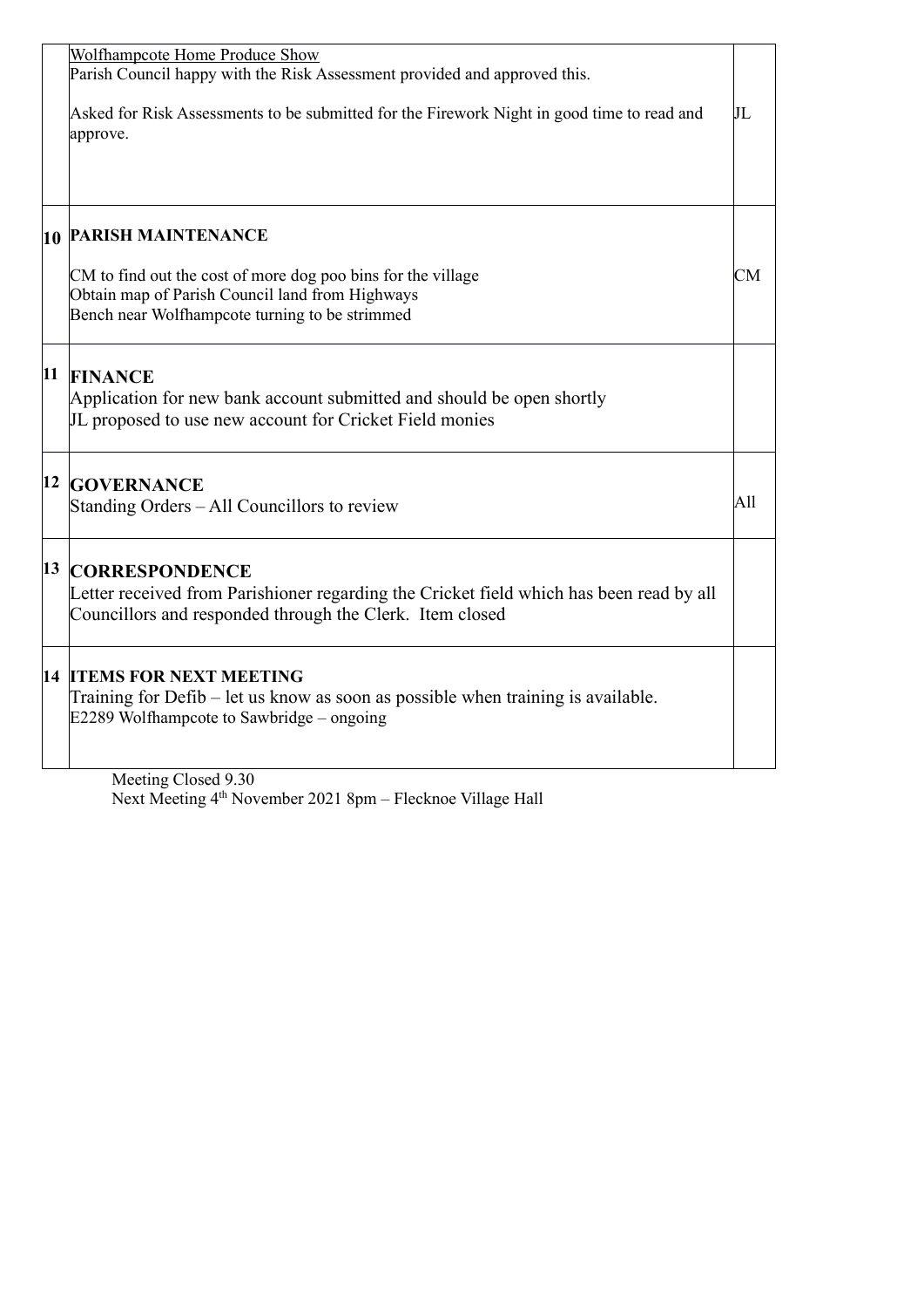| | | |
|---|---|---|
| | Wolfhampcote Home Produce Show<br>Parish Council happy with the Risk Assessment provided and approved this.<br><br>Asked for Risk Assessments to be submitted for the Firework Night in good time to read and approve. | JL |
| 10 | **PARISH MAINTENANCE**<br><br>CM to find out the cost of more dog poo bins for the village<br>Obtain map of Parish Council land from Highways<br>Bench near Wolfhampcote turning to be strimmed | CM |
| 11 | **FINANCE**<br>Application for new bank account submitted and should be open shortly<br>JL proposed to use new account for Cricket Field monies | |
| 12 | **GOVERNANCE**<br>Standing Orders – All Councillors to review | All |
| 13 | **CORRESPONDENCE**<br>Letter received from Parishioner regarding the Cricket field which has been read by all Councillors and responded through the Clerk. Item closed | |
| 14 | **ITEMS FOR NEXT MEETING**<br>Training for Defib – let us know as soon as possible when training is available.<br>E2289 Wolfhampcote to Sawbridge – ongoing | |

Meeting Closed 9.30
Next Meeting 4th November 2021 8pm – Flecknoe Village Hall